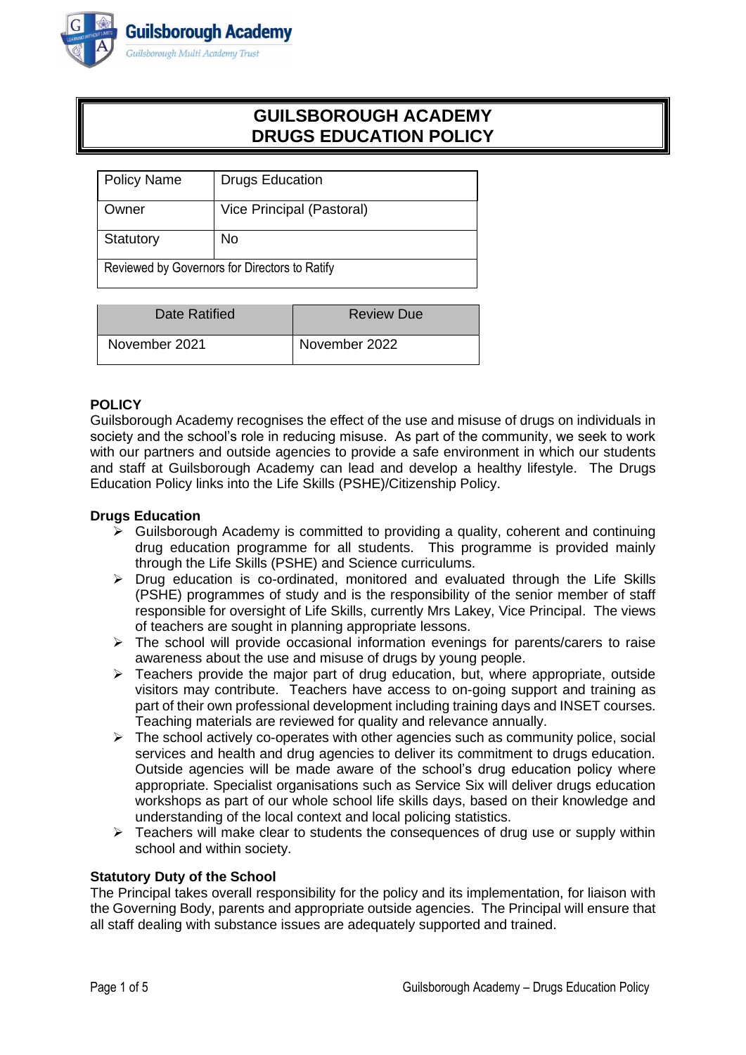# GUILSBOROUGH ACADEMY
# DRUGS EDUCATION POLICY

| Policy Name | Drugs Education |
|---|---|
| Owner | Vice Principal (Pastoral) |
| Statutory | No |
| Reviewed by Governors for Directors to Ratify | |

| Date Ratified | Review Due |
|---|---|
| November 2021 | November 2022 |

**POLICY**

Guilsborough Academy recognises the effect of the use and misuse of drugs on individuals in society and the school's role in reducing misuse. As part of the community, we seek to work with our partners and outside agencies to provide a safe environment in which our students and staff at Guilsborough Academy can lead and develop a healthy lifestyle. The Drugs Education Policy links into the Life Skills (PSHE)/Citizenship Policy.

**Drugs Education**

- Guilsborough Academy is committed to providing a quality, coherent and continuing drug education programme for all students. This programme is provided mainly through the Life Skills (PSHE) and Science curriculums.
- Drug education is co-ordinated, monitored and evaluated through the Life Skills (PSHE) programmes of study and is the responsibility of the senior member of staff responsible for oversight of Life Skills, currently Mrs Lakey, Vice Principal. The views of teachers are sought in planning appropriate lessons.
- The school will provide occasional information evenings for parents/carers to raise awareness about the use and misuse of drugs by young people.
- Teachers provide the major part of drug education, but, where appropriate, outside visitors may contribute. Teachers have access to on-going support and training as part of their own professional development including training days and INSET courses. Teaching materials are reviewed for quality and relevance annually.
- The school actively co-operates with other agencies such as community police, social services and health and drug agencies to deliver its commitment to drugs education. Outside agencies will be made aware of the school's drug education policy where appropriate. Specialist organisations such as Service Six will deliver drugs education workshops as part of our whole school life skills days, based on their knowledge and understanding of the local context and local policing statistics.
- Teachers will make clear to students the consequences of drug use or supply within school and within society.

**Statutory Duty of the School**

The Principal takes overall responsibility for the policy and its implementation, for liaison with the Governing Body, parents and appropriate outside agencies. The Principal will ensure that all staff dealing with substance issues are adequately supported and trained.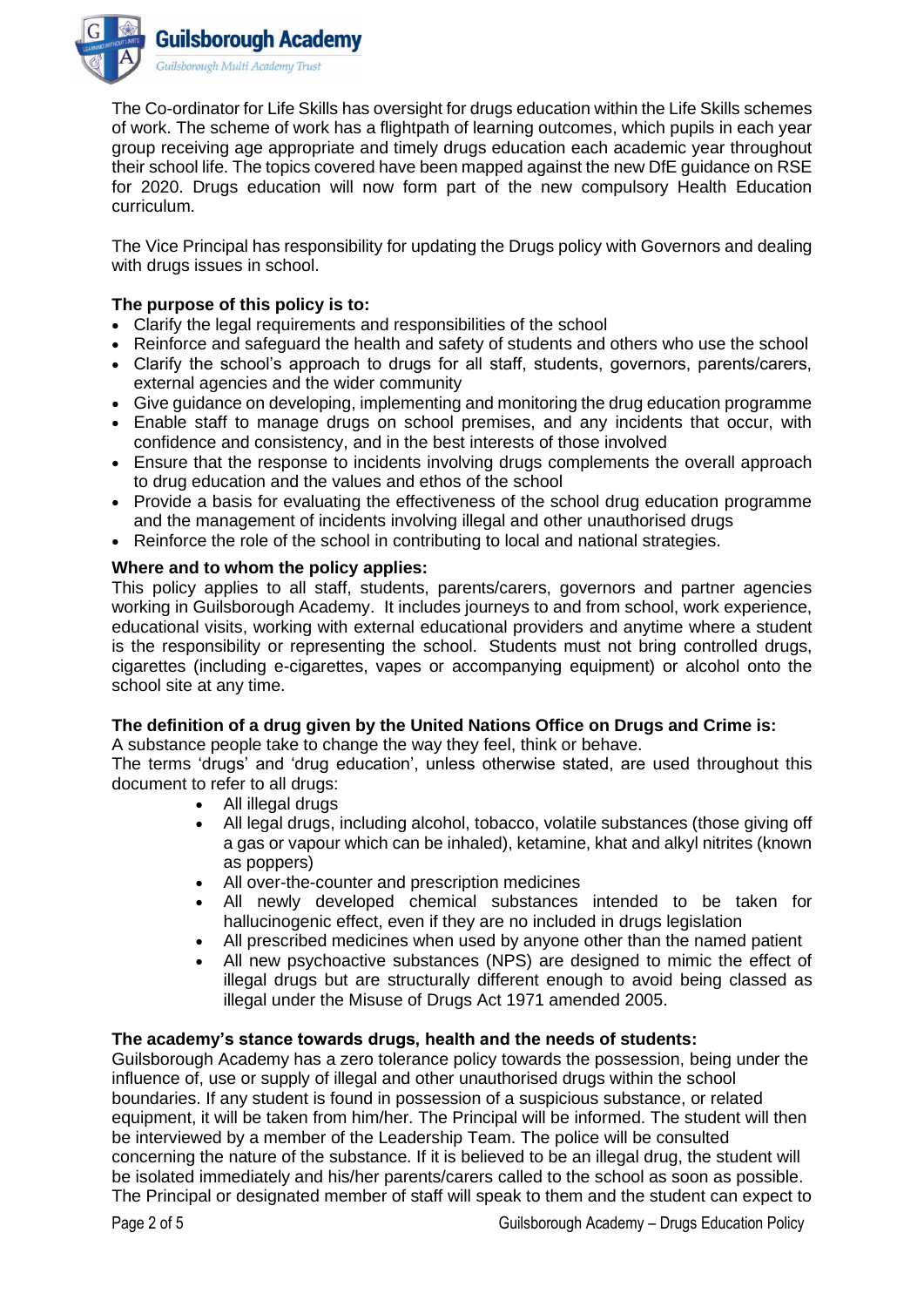The Co-ordinator for Life Skills has oversight for drugs education within the Life Skills schemes of work. The scheme of work has a flightpath of learning outcomes, which pupils in each year group receiving age appropriate and timely drugs education each academic year throughout their school life. The topics covered have been mapped against the new DfE guidance on RSE for 2020. Drugs education will now form part of the new compulsory Health Education curriculum.

The Vice Principal has responsibility for updating the Drugs policy with Governors and dealing with drugs issues in school.

**The purpose of this policy is to:**

- Clarify the legal requirements and responsibilities of the school
- Reinforce and safeguard the health and safety of students and others who use the school
- Clarify the school's approach to drugs for all staff, students, governors, parents/carers, external agencies and the wider community
- Give guidance on developing, implementing and monitoring the drug education programme
- Enable staff to manage drugs on school premises, and any incidents that occur, with confidence and consistency, and in the best interests of those involved
- Ensure that the response to incidents involving drugs complements the overall approach to drug education and the values and ethos of the school
- Provide a basis for evaluating the effectiveness of the school drug education programme and the management of incidents involving illegal and other unauthorised drugs
- Reinforce the role of the school in contributing to local and national strategies.

**Where and to whom the policy applies:**

This policy applies to all staff, students, parents/carers, governors and partner agencies working in Guilsborough Academy. It includes journeys to and from school, work experience, educational visits, working with external educational providers and anytime where a student is the responsibility or representing the school. Students must not bring controlled drugs, cigarettes (including e-cigarettes, vapes or accompanying equipment) or alcohol onto the school site at any time.

**The definition of a drug given by the United Nations Office on Drugs and Crime is:**

A substance people take to change the way they feel, think or behave.

The terms 'drugs' and 'drug education', unless otherwise stated, are used throughout this document to refer to all drugs:

- All illegal drugs
- All legal drugs, including alcohol, tobacco, volatile substances (those giving off a gas or vapour which can be inhaled), ketamine, khat and alkyl nitrites (known as poppers)
- All over-the-counter and prescription medicines
- All newly developed chemical substances intended to be taken for hallucinogenic effect, even if they are no included in drugs legislation
- All prescribed medicines when used by anyone other than the named patient
- All new psychoactive substances (NPS) are designed to mimic the effect of illegal drugs but are structurally different enough to avoid being classed as illegal under the Misuse of Drugs Act 1971 amended 2005.

**The academy's stance towards drugs, health and the needs of students:**

Guilsborough Academy has a zero tolerance policy towards the possession, being under the influence of, use or supply of illegal and other unauthorised drugs within the school boundaries. If any student is found in possession of a suspicious substance, or related equipment, it will be taken from him/her. The Principal will be informed. The student will then be interviewed by a member of the Leadership Team. The police will be consulted concerning the nature of the substance. If it is believed to be an illegal drug, the student will be isolated immediately and his/her parents/carers called to the school as soon as possible. The Principal or designated member of staff will speak to them and the student can expect to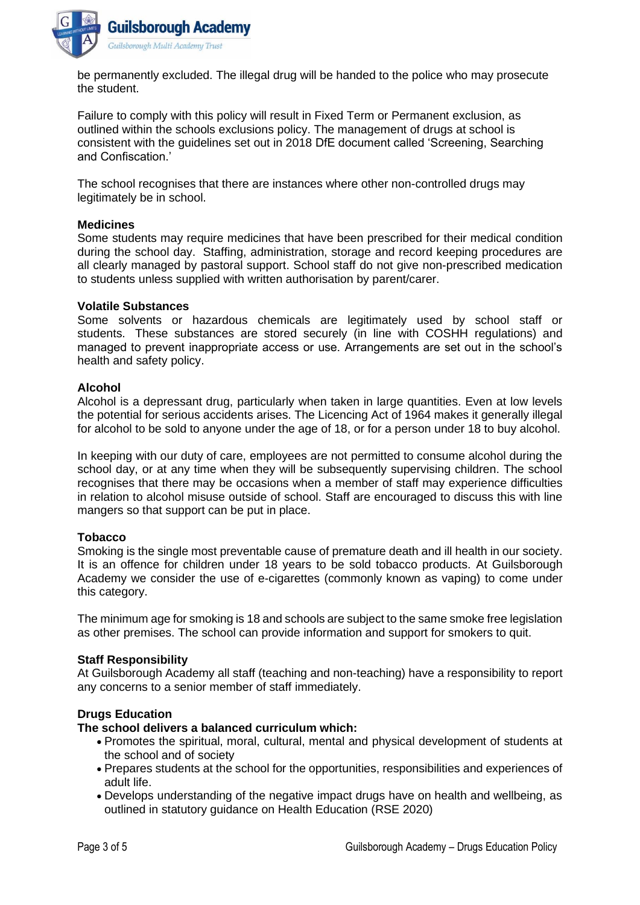be permanently excluded. The illegal drug will be handed to the police who may prosecute the student.

Failure to comply with this policy will result in Fixed Term or Permanent exclusion, as outlined within the schools exclusions policy. The management of drugs at school is consistent with the guidelines set out in 2018 DfE document called 'Screening, Searching and Confiscation.'

The school recognises that there are instances where other non-controlled drugs may legitimately be in school.

**Medicines**

Some students may require medicines that have been prescribed for their medical condition during the school day. Staffing, administration, storage and record keeping procedures are all clearly managed by pastoral support. School staff do not give non-prescribed medication to students unless supplied with written authorisation by parent/carer.

**Volatile Substances**

Some solvents or hazardous chemicals are legitimately used by school staff or students. These substances are stored securely (in line with COSHH regulations) and managed to prevent inappropriate access or use. Arrangements are set out in the school's health and safety policy.

**Alcohol**

Alcohol is a depressant drug, particularly when taken in large quantities. Even at low levels the potential for serious accidents arises. The Licencing Act of 1964 makes it generally illegal for alcohol to be sold to anyone under the age of 18, or for a person under 18 to buy alcohol.

In keeping with our duty of care, employees are not permitted to consume alcohol during the school day, or at any time when they will be subsequently supervising children. The school recognises that there may be occasions when a member of staff may experience difficulties in relation to alcohol misuse outside of school. Staff are encouraged to discuss this with line mangers so that support can be put in place.

**Tobacco**

Smoking is the single most preventable cause of premature death and ill health in our society. It is an offence for children under 18 years to be sold tobacco products. At Guilsborough Academy we consider the use of e-cigarettes (commonly known as vaping) to come under this category.

The minimum age for smoking is 18 and schools are subject to the same smoke free legislation as other premises. The school can provide information and support for smokers to quit.

**Staff Responsibility**

At Guilsborough Academy all staff (teaching and non-teaching) have a responsibility to report any concerns to a senior member of staff immediately.

**Drugs Education**

**The school delivers a balanced curriculum which:**

- Promotes the spiritual, moral, cultural, mental and physical development of students at the school and of society
- Prepares students at the school for the opportunities, responsibilities and experiences of adult life.
- Develops understanding of the negative impact drugs have on health and wellbeing, as outlined in statutory guidance on Health Education (RSE 2020)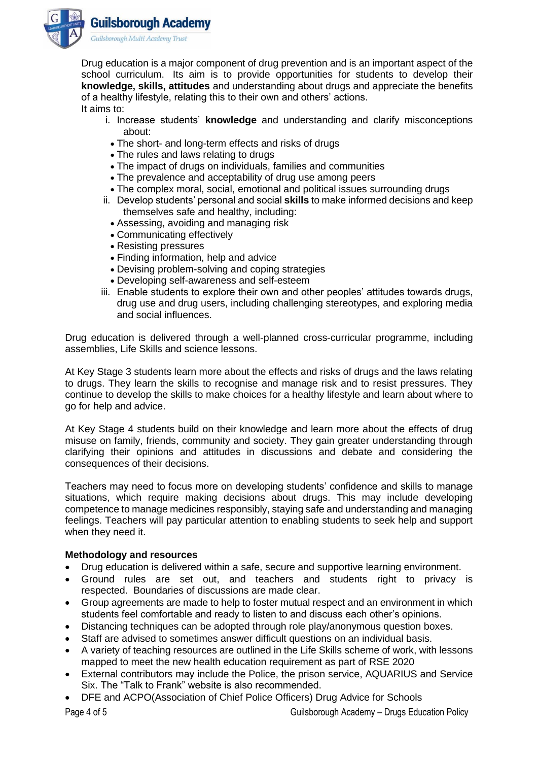Drug education is a major component of drug prevention and is an important aspect of the school curriculum. Its aim is to provide opportunities for students to develop their **knowledge, skills, attitudes** and understanding about drugs and appreciate the benefits of a healthy lifestyle, relating this to their own and others' actions.

It aims to:

i. Increase students' **knowledge** and understanding and clarify misconceptions about:
   - The short- and long-term effects and risks of drugs
   - The rules and laws relating to drugs
   - The impact of drugs on individuals, families and communities
   - The prevalence and acceptability of drug use among peers
   - The complex moral, social, emotional and political issues surrounding drugs

ii. Develop students' personal and social **skills** to make informed decisions and keep themselves safe and healthy, including:
   - Assessing, avoiding and managing risk
   - Communicating effectively
   - Resisting pressures
   - Finding information, help and advice
   - Devising problem-solving and coping strategies
   - Developing self-awareness and self-esteem

iii. Enable students to explore their own and other peoples' attitudes towards drugs, drug use and drug users, including challenging stereotypes, and exploring media and social influences.

Drug education is delivered through a well-planned cross-curricular programme, including assemblies, Life Skills and science lessons.

At Key Stage 3 students learn more about the effects and risks of drugs and the laws relating to drugs. They learn the skills to recognise and manage risk and to resist pressures. They continue to develop the skills to make choices for a healthy lifestyle and learn about where to go for help and advice.

At Key Stage 4 students build on their knowledge and learn more about the effects of drug misuse on family, friends, community and society. They gain greater understanding through clarifying their opinions and attitudes in discussions and debate and considering the consequences of their decisions.

Teachers may need to focus more on developing students' confidence and skills to manage situations, which require making decisions about drugs. This may include developing competence to manage medicines responsibly, staying safe and understanding and managing feelings. Teachers will pay particular attention to enabling students to seek help and support when they need it.

**Methodology and resources**

- Drug education is delivered within a safe, secure and supportive learning environment.
- Ground rules are set out, and teachers and students right to privacy is respected. Boundaries of discussions are made clear.
- Group agreements are made to help to foster mutual respect and an environment in which students feel comfortable and ready to listen to and discuss each other's opinions.
- Distancing techniques can be adopted through role play/anonymous question boxes.
- Staff are advised to sometimes answer difficult questions on an individual basis.
- A variety of teaching resources are outlined in the Life Skills scheme of work, with lessons mapped to meet the new health education requirement as part of RSE 2020
- External contributors may include the Police, the prison service, AQUARIUS and Service Six. The "Talk to Frank" website is also recommended.
- DFE and ACPO(Association of Chief Police Officers) Drug Advice for Schools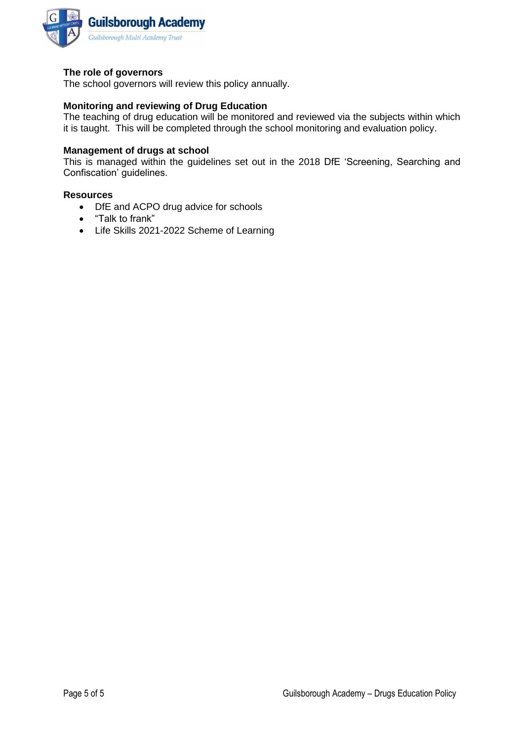### The role of governors

The school governors will review this policy annually.

### Monitoring and reviewing of Drug Education

The teaching of drug education will be monitored and reviewed via the subjects within which it is taught. This will be completed through the school monitoring and evaluation policy.

### Management of drugs at school

This is managed within the guidelines set out in the 2018 DfE 'Screening, Searching and Confiscation' guidelines.

### Resources

- DfE and ACPO drug advice for schools
- "Talk to frank"
- Life Skills 2021-2022 Scheme of Learning